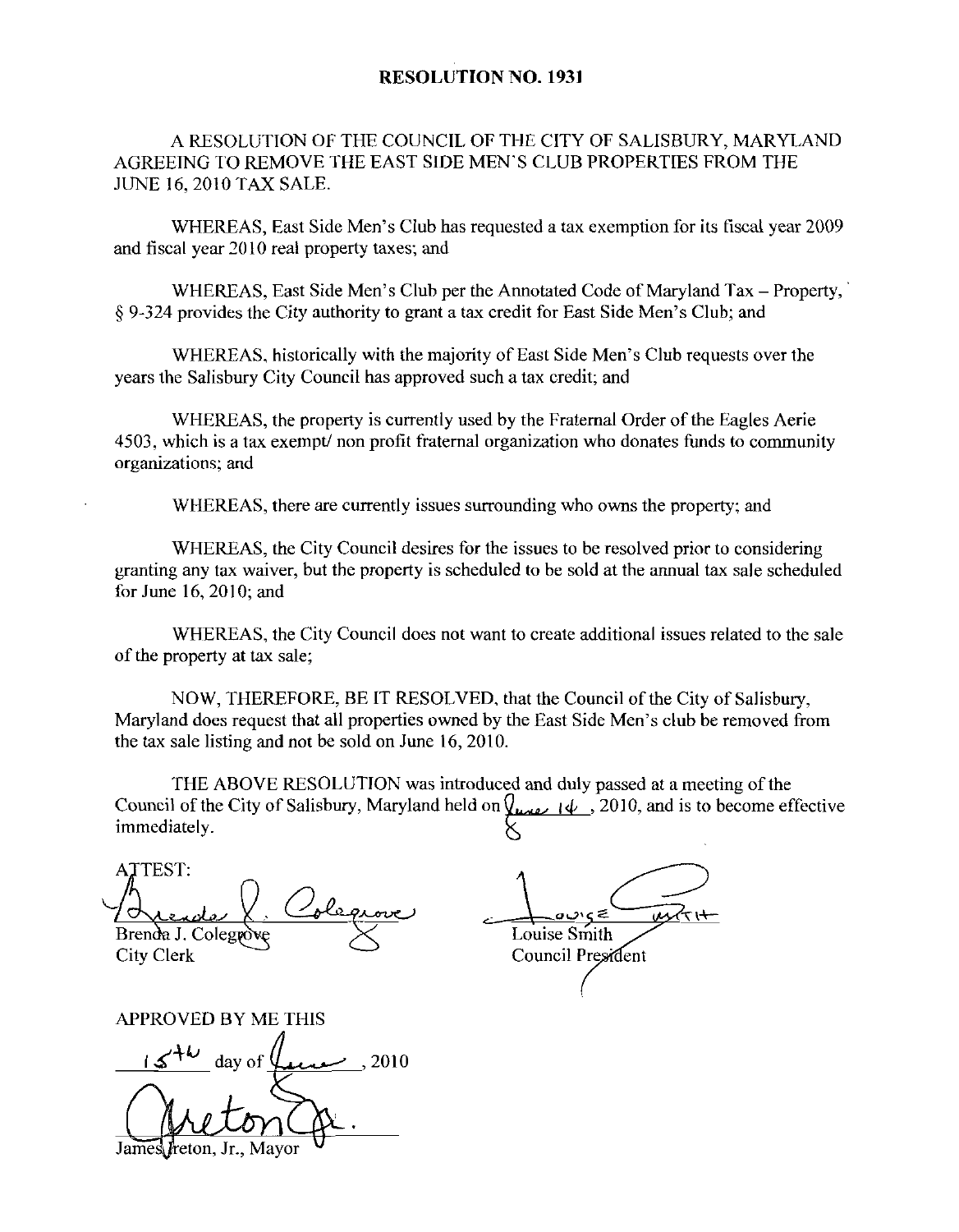# RESOLUTION NO. 1931

A RESOLUTION OF THE COUNCIL OF THE CITY OF SALISBURY, MARYLAND AGREEING TO REMOVE THE EAST SIDE MEN'S CLUB PROPERTIES FROM THE JUNE 16, 2010 TAX SALE.

WHEREAS, East Side Men's Club has requested a tax exemption for its fiscal year 2009 and fiscal year 2010 real property taxes; and

WHEREAS, East Side Men's Club per the Annotated Code of Maryland Tax – Property, § 9-324 provides the City authority to grant a tax credit for East Side Men's Club; and

WHEREAS, historically with the majority of East Side Men's Club requests over the years the Salisbury City Council has approved such a tax credit; and

WHEREAS, the property is currently used by the Fraternal Order of the Eagles Aerie 4503, which is a tax exempt/ non profit fraternal organization who donates funds to community organizations; and

WHEREAS, there are currently issues surrounding who owns the property; and

WHEREAS, the City Council desires for the issues to be resolved prior to considering granting any tax waiver, but the property is scheduled to be sold at the annual tax sale scheduled for June 16, 2010; and

WHEREAS, the City Council does not want to create additional issues related to the sale of the property at tax sale;

NOW, THEREFORE, BE IT RESOLVED, that the Council of the City of Salisbury, Maryland does request that all properties owned by the East Side Men's club be removed from the tax sale listing and not be sold on June 16, 2010.

THE ABOVE RESOLUTION was introduced and duly passed at a meeting of the Council of the City of Salisbury, Maryland held on June 14, 2010, and is to become effective immediately.

ATTEST:

Brenda J. Colegrove
City Clerk

Louise Smith
Council President

APPROVED BY ME THIS

15th day of June, 2010

James Ireton, Jr., Mayor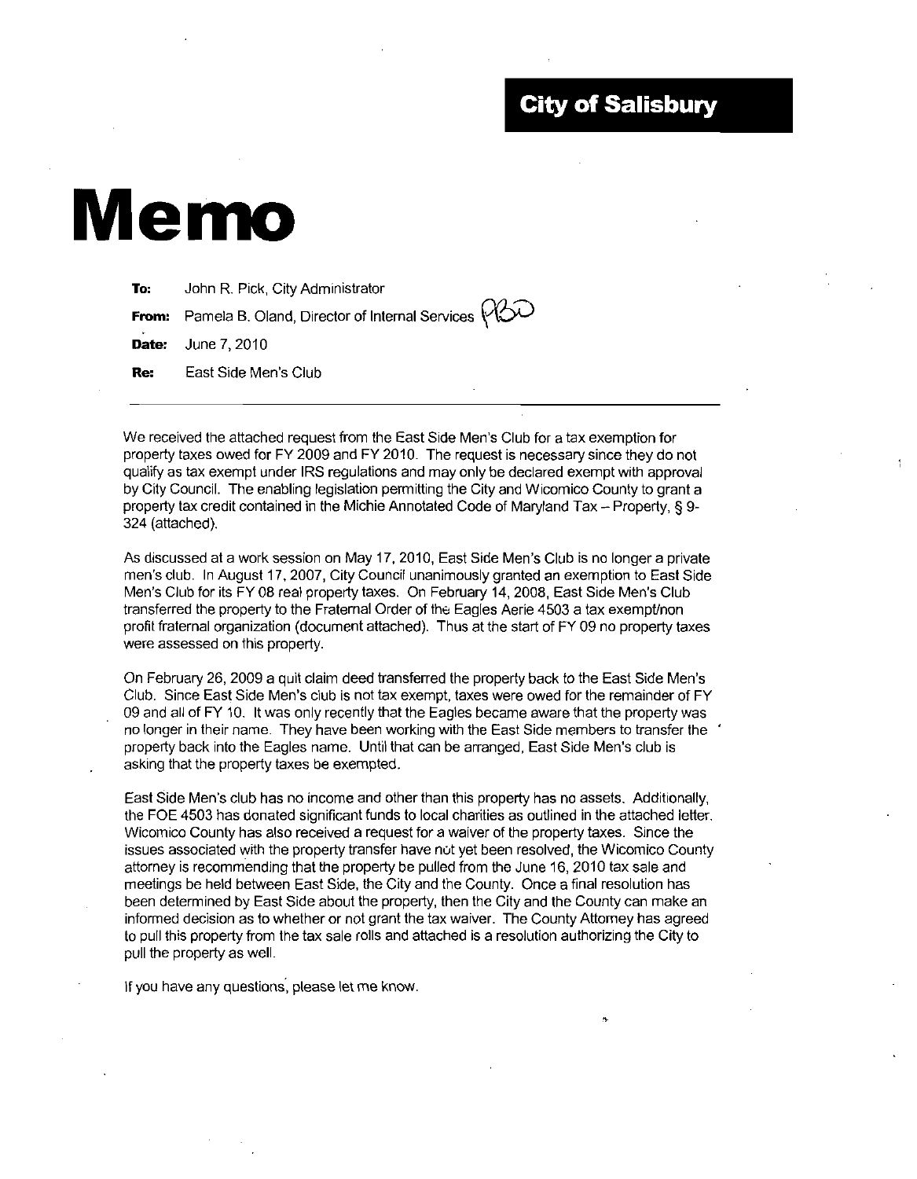**City of Salisbury**

# Memo

**To:** John R. Pick, City Administrator

**From:** Pamela B. Oland, Director of Internal Services PBO

**Date:** June 7, 2010

**Re:** East Side Men's Club

---

We received the attached request from the East Side Men's Club for a tax exemption for property taxes owed for FY 2009 and FY 2010. The request is necessary since they do not qualify as tax exempt under IRS regulations and may only be declared exempt with approval by City Council. The enabling legislation permitting the City and Wicomico County to grant a property tax credit contained in the Michie Annotated Code of Maryland Tax – Property, § 9-324 (attached).

As discussed at a work session on May 17, 2010, East Side Men's Club is no longer a private men's club. In August 17, 2007, City Council unanimously granted an exemption to East Side Men's Club for its FY 08 real property taxes. On February 14, 2008, East Side Men's Club transferred the property to the Fraternal Order of the Eagles Aerie 4503 a tax exempt/non profit fraternal organization (document attached). Thus at the start of FY 09 no property taxes were assessed on this property.

On February 26, 2009 a quit claim deed transferred the property back to the East Side Men's Club. Since East Side Men's club is not tax exempt, taxes were owed for the remainder of FY 09 and all of FY 10. It was only recently that the Eagles became aware that the property was no longer in their name. They have been working with the East Side members to transfer the property back into the Eagles name. Until that can be arranged, East Side Men's club is asking that the property taxes be exempted.

East Side Men's club has no income and other than this property has no assets. Additionally, the FOE 4503 has donated significant funds to local charities as outlined in the attached letter. Wicomico County has also received a request for a waiver of the property taxes. Since the issues associated with the property transfer have not yet been resolved, the Wicomico County attorney is recommending that the property be pulled from the June 16, 2010 tax sale and meetings be held between East Side, the City and the County. Once a final resolution has been determined by East Side about the property, then the City and the County can make an informed decision as to whether or not grant the tax waiver. The County Attorney has agreed to pull this property from the tax sale rolls and attached is a resolution authorizing the City to pull the property as well.

If you have any questions, please let me know.